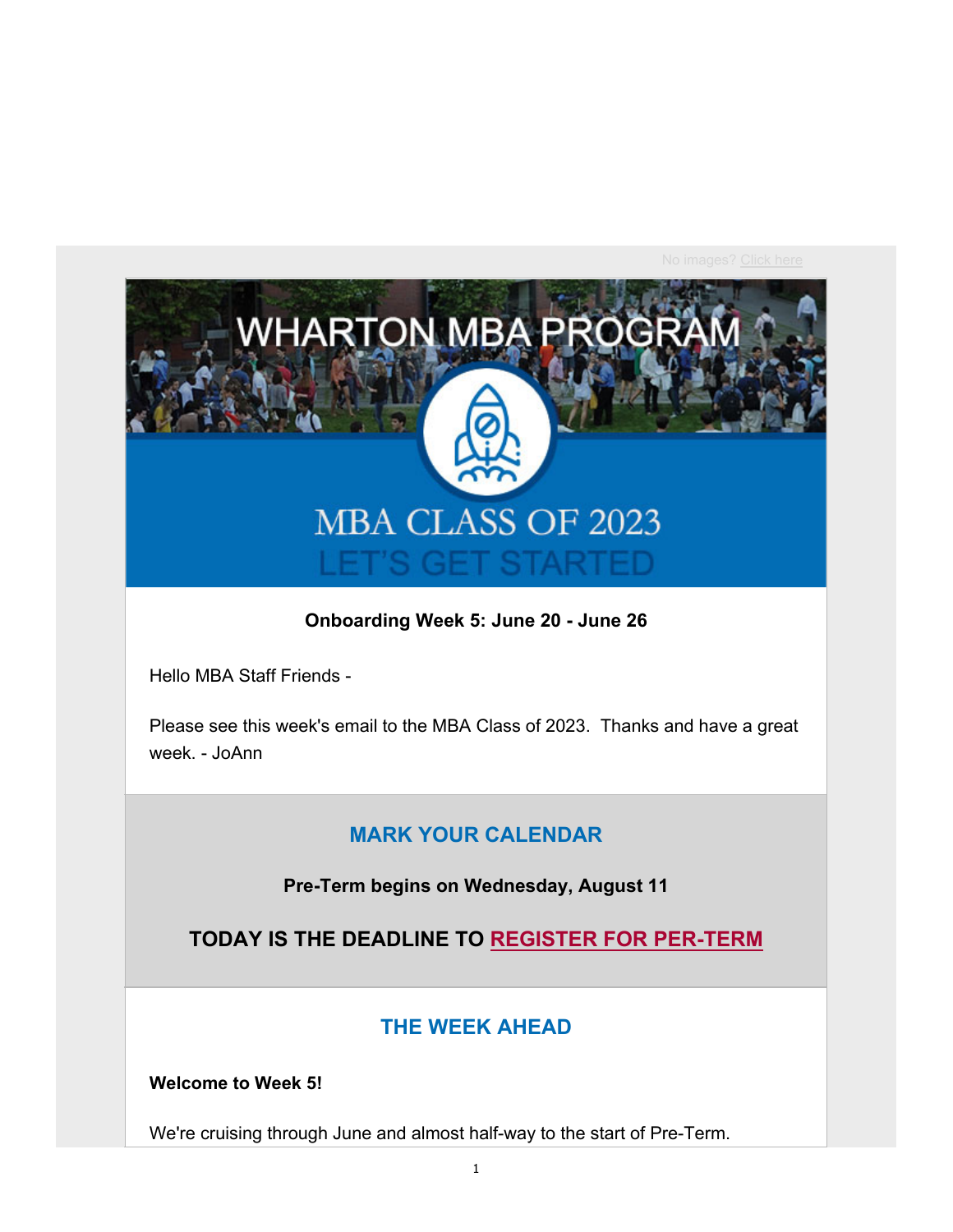No images? Click here

# WHARTON MBA PROGRAM

## MBA CLASS OF 2023

## LET'S GET STARTED

**Onboarding Week 5: June 20 - June 26**

Hello MBA Staff Friends -

Please see this week's email to the MBA Class of 2023. Thanks and have a great week. - JoAnn

## MARK YOUR CALENDAR

**Pre-Term begins on Wednesday, August 11**

### TODAY IS THE DEADLINE TO REGISTER FOR PER-TERM

## THE WEEK AHEAD

**Welcome to Week 5!**

We're cruising through June and almost half-way to the start of Pre-Term.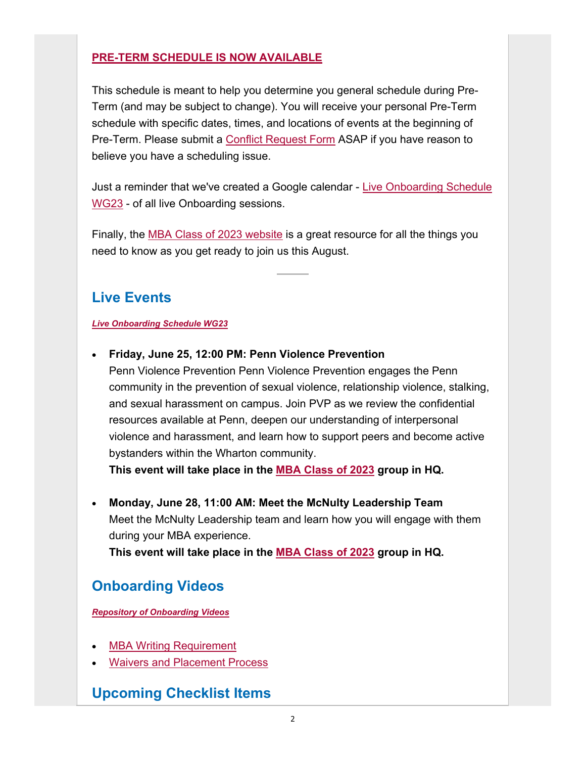**PRE-TERM SCHEDULE IS NOW AVAILABLE**

This schedule is meant to help you determine you general schedule during Pre-Term (and may be subject to change). You will receive your personal Pre-Term schedule with specific dates, times, and locations of events at the beginning of Pre-Term. Please submit a Conflict Request Form ASAP if you have reason to believe you have a scheduling issue.

Just a reminder that we've created a Google calendar - Live Onboarding Schedule WG23 - of all live Onboarding sessions.

Finally, the MBA Class of 2023 website is a great resource for all the things you need to know as you get ready to join us this August.

## Live Events

***Live Onboarding Schedule WG23***

- **Friday, June 25, 12:00 PM: Penn Violence Prevention**
  Penn Violence Prevention Penn Violence Prevention engages the Penn community in the prevention of sexual violence, relationship violence, stalking, and sexual harassment on campus. Join PVP as we review the confidential resources available at Penn, deepen our understanding of interpersonal violence and harassment, and learn how to support peers and become active bystanders within the Wharton community.
  **This event will take place in the MBA Class of 2023 group in HQ.**

- **Monday, June 28, 11:00 AM: Meet the McNulty Leadership Team**
  Meet the McNulty Leadership team and learn how you will engage with them during your MBA experience.
  **This event will take place in the MBA Class of 2023 group in HQ.**

## Onboarding Videos

***Repository of Onboarding Videos***

- MBA Writing Requirement
- Waivers and Placement Process

## Upcoming Checklist Items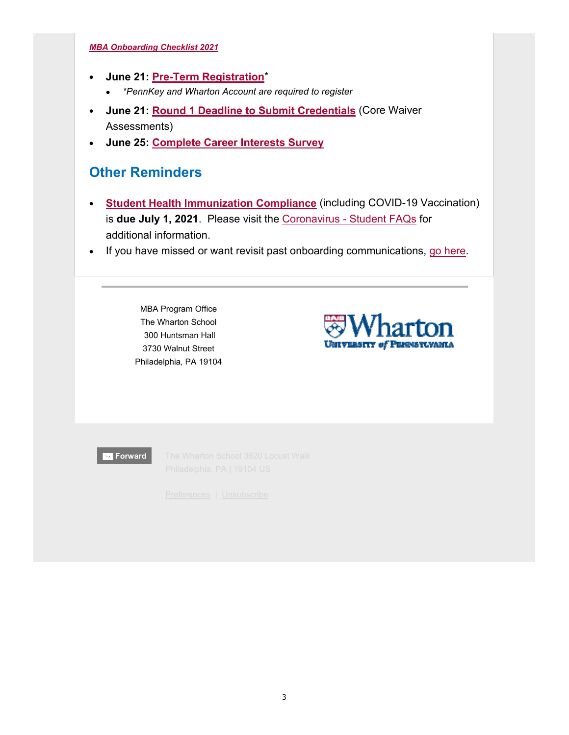*MBA Onboarding Checklist 2021*

- **June 21: Pre-Term Registration***
    - **\*PennKey and Wharton Account are required to register*
- **June 21: Round 1 Deadline to Submit Credentials** (Core Waiver Assessments)
- **June 25: Complete Career Interests Survey**

## Other Reminders

- **Student Health Immunization Compliance** (including COVID-19 Vaccination) is **due July 1, 2021**. Please visit the Coronavirus - Student FAQs for additional information.
- If you have missed or want revisit past onboarding communications, go here.

---

MBA Program Office
The Wharton School
300 Huntsman Hall
3730 Walnut Street
Philadelphia, PA 19104

Wharton
UNIVERSITY of PENNSYLVANIA

Forward

The Wharton School 3620 Locust Walk
Philadelphia, PA | 19104 US

Preferences | Unsubscribe